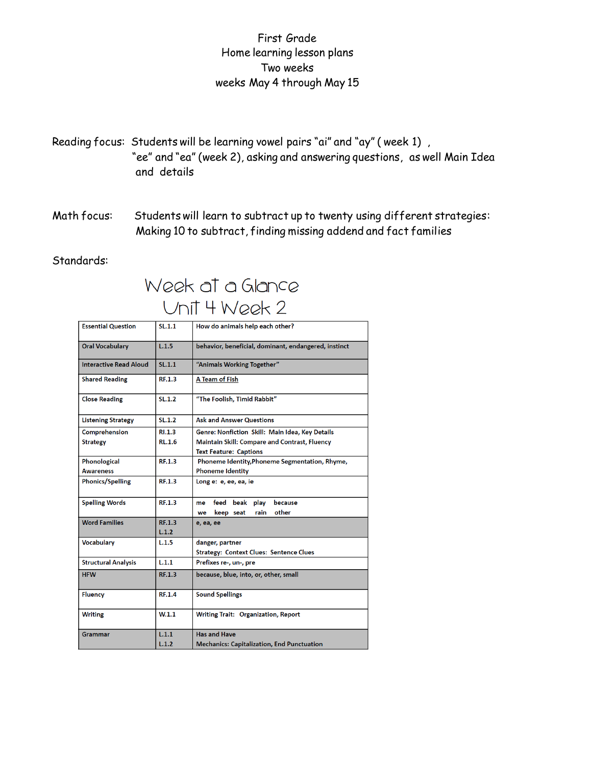# First Grade
## Home learning lesson plans
## Two weeks
## weeks May 4 through May 15

Reading focus: Students will be learning vowel pairs "ai" and "ay" ( week 1) , "ee" and "ea" (week 2), asking and answering questions, as well Main Idea and details

Math focus: Students will learn to subtract up to twenty using different strategies: Making 10 to subtract, finding missing addend and fact families

Standards:

## Week at a Glance
## Unit 4 Week 2

| Essential Question | SL.1.1 | How do animals help each other? |
|---|---|---|
| Oral Vocabulary | L.1.5 | behavior, beneficial, dominant, endangered, instinct |
| Interactive Read Aloud | SL.1.1 | "Animals Working Together" |
| Shared Reading | RF.1.3 | A Team of Fish |
| Close Reading | SL.1.2 | "The Foolish, Timid Rabbit" |
| Listening Strategy | SL.1.2 | Ask and Answer Questions |
| Comprehension Strategy | RI.1.3<br>RL.1.6 | Genre: Nonfiction Skill: Main Idea, Key Details<br>Maintain Skill: Compare and Contrast, Fluency<br>Text Feature: Captions |
| Phonological Awareness | RF.1.3 | Phoneme Identity,Phoneme Segmentation, Rhyme, Phoneme Identity |
| Phonics/Spelling | RF.1.3 | Long e: e, ee, ea, ie |
| Spelling Words | RF.1.3 | me feed beak play because<br>we keep seat rain other |
| Word Families | RF.1.3<br>L.1.2 | e, ea, ee |
| Vocabulary | L.1.5 | danger, partner<br>Strategy: Context Clues: Sentence Clues |
| Structural Analysis | L.1.1 | Prefixes re-, un-, pre |
| HFW | RF.1.3 | because, blue, into, or, other, small |
| Fluency | RF.1.4 | Sound Spellings |
| Writing | W.1.1 | Writing Trait: Organization, Report |
| Grammar | L.1.1<br>L.1.2 | Has and Have<br>Mechanics: Capitalization, End Punctuation |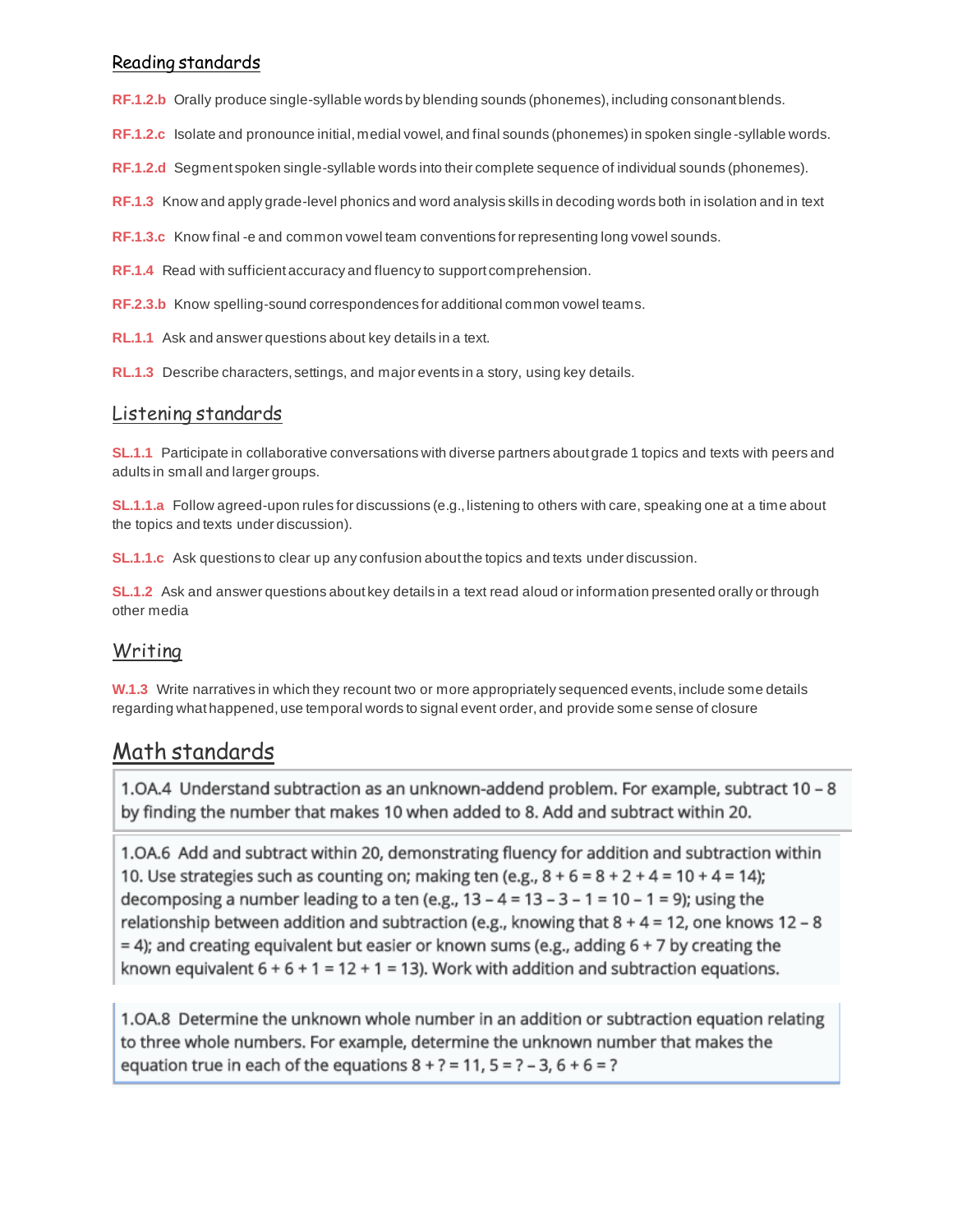## Reading standards

**RF.1.2.b** Orally produce single-syllable words by blending sounds (phonemes), including consonant blends.

**RF.1.2.c** Isolate and pronounce initial, medial vowel, and final sounds (phonemes) in spoken single-syllable words.

**RF.1.2.d** Segment spoken single-syllable words into their complete sequence of individual sounds (phonemes).

**RF.1.3** Know and apply grade-level phonics and word analysis skills in decoding words both in isolation and in text

**RF.1.3.c** Know final -e and common vowel team conventions for representing long vowel sounds.

**RF.1.4** Read with sufficient accuracy and fluency to support comprehension.

**RF.2.3.b** Know spelling-sound correspondences for additional common vowel teams.

**RL.1.1** Ask and answer questions about key details in a text.

**RL.1.3** Describe characters, settings, and major events in a story, using key details.

## Listening standards

**SL.1.1** Participate in collaborative conversations with diverse partners about grade 1 topics and texts with peers and adults in small and larger groups.

**SL.1.1.a** Follow agreed-upon rules for discussions (e.g., listening to others with care, speaking one at a time about the topics and texts under discussion).

**SL.1.1.c** Ask questions to clear up any confusion about the topics and texts under discussion.

**SL.1.2** Ask and answer questions about key details in a text read aloud or information presented orally or through other media

## Writing

**W.1.3** Write narratives in which they recount two or more appropriately sequenced events, include some details regarding what happened, use temporal words to signal event order, and provide some sense of closure

## Math standards

1.OA.4 Understand subtraction as an unknown-addend problem. For example, subtract $10 - 8$ by finding the number that makes 10 when added to 8. Add and subtract within 20.

1.OA.6 Add and subtract within 20, demonstrating fluency for addition and subtraction within 10. Use strategies such as counting on; making ten (e.g., $8 + 6 = 8 + 2 + 4 = 10 + 4 = 14$); decomposing a number leading to a ten (e.g., $13 - 4 = 13 - 3 - 1 = 10 - 1 = 9$); using the relationship between addition and subtraction (e.g., knowing that $8 + 4 = 12$, one knows $12 - 8 = 4$); and creating equivalent but easier or known sums (e.g., adding $6 + 7$ by creating the known equivalent $6 + 6 + 1 = 12 + 1 = 13$). Work with addition and subtraction equations.

1.OA.8 Determine the unknown whole number in an addition or subtraction equation relating to three whole numbers. For example, determine the unknown number that makes the equation true in each of the equations $8 + ? = 11$, $5 = ? - 3$, $6 + 6 = ?$